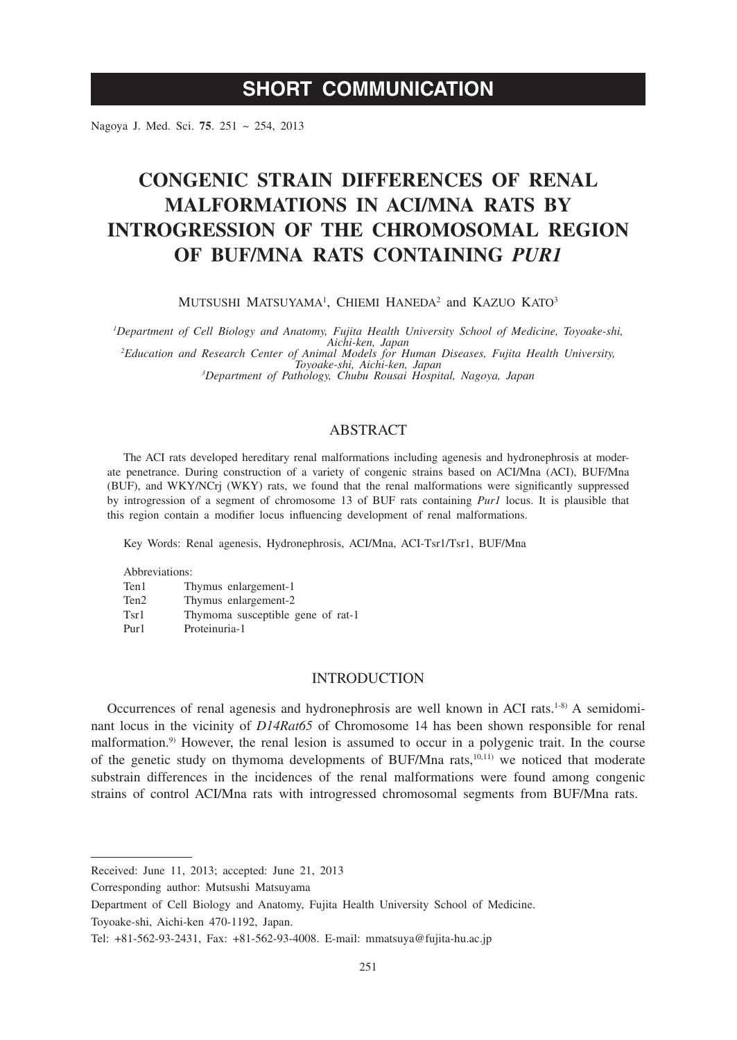**SHORT COMMUNICATION**

# CONGENIC STRAIN DIFFERENCES OF RENAL MALFORMATIONS IN ACI/MNA RATS BY INTROGRESSION OF THE CHROMOSOMAL REGION OF BUF/MNA RATS CONTAINING *PUR1*

MUTSUSHI MATSUYAMA[1], CHIEMI HANEDA[2] and KAZUO KATO[3]

[1]*Department of Cell Biology and Anatomy, Fujita Health University School of Medicine, Toyoake-shi, Aichi-ken, Japan*
[2]*Education and Research Center of Animal Models for Human Diseases, Fujita Health University, Toyoake-shi, Aichi-ken, Japan*
[3]*Department of Pathology, Chubu Rousai Hospital, Nagoya, Japan*

## ABSTRACT

The ACI rats developed hereditary renal malformations including agenesis and hydronephrosis at moderate penetrance. During construction of a variety of congenic strains based on ACI/Mna (ACI), BUF/Mna (BUF), and WKY/NCrj (WKY) rats, we found that the renal malformations were significantly suppressed by introgression of a segment of chromosome 13 of BUF rats containing *Pur1* locus. It is plausible that this region contain a modifier locus influencing development of renal malformations.

Key Words: Renal agenesis, Hydronephrosis, ACI/Mna, ACI-Tsr1/Tsr1, BUF/Mna

Abbreviations:

| | |
|---|---|
| Ten1 | Thymus enlargement-1 |
| Ten2 | Thymus enlargement-2 |
| Tsr1 | Thymoma susceptible gene of rat-1 |
| Pur1 | Proteinuria-1 |

## INTRODUCTION

Occurrences of renal agenesis and hydronephrosis are well known in ACI rats.[1-8] A semidominant locus in the vicinity of *D14Rat65* of Chromosome 14 has been shown responsible for renal malformation.[9] However, the renal lesion is assumed to occur in a polygenic trait. In the course of the genetic study on thymoma developments of BUF/Mna rats,[10,11] we noticed that moderate substrain differences in the incidences of the renal malformations were found among congenic strains of control ACI/Mna rats with introgressed chromosomal segments from BUF/Mna rats.

---

Received: June 11, 2013; accepted: June 21, 2013

Corresponding author: Mutsushi Matsuyama

Department of Cell Biology and Anatomy, Fujita Health University School of Medicine.

Toyoake-shi, Aichi-ken 470-1192, Japan.

Tel: +81-562-93-2431, Fax: +81-562-93-4008. E-mail: mmatsuya@fujita-hu.ac.jp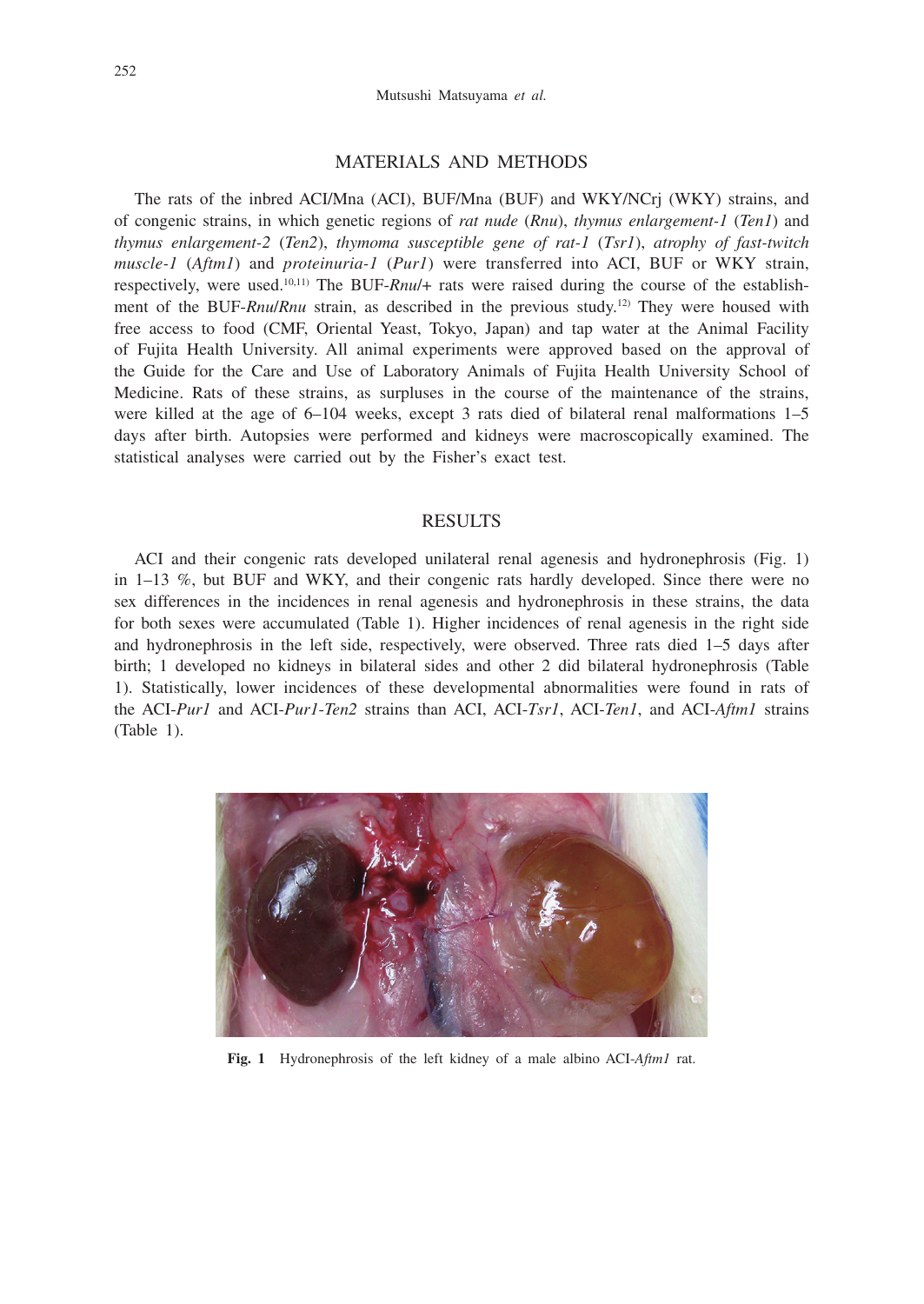## MATERIALS AND METHODS

The rats of the inbred ACI/Mna (ACI), BUF/Mna (BUF) and WKY/NCrj (WKY) strains, and of congenic strains, in which genetic regions of *rat nude* (*Rnu*), *thymus enlargement-1* (*Ten1*) and *thymus enlargement-2* (*Ten2*), *thymoma susceptible gene of rat-1* (*Tsr1*), *atrophy of fast-twitch muscle-1* (*Aftm1*) and *proteinuria-1* (*Pur1*) were transferred into ACI, BUF or WKY strain, respectively, were used.[10,11] The BUF-*Rnu*/+ rats were raised during the course of the establishment of the BUF-*Rnu*/*Rnu* strain, as described in the previous study.[12] They were housed with free access to food (CMF, Oriental Yeast, Tokyo, Japan) and tap water at the Animal Facility of Fujita Health University. All animal experiments were approved based on the approval of the Guide for the Care and Use of Laboratory Animals of Fujita Health University School of Medicine. Rats of these strains, as surpluses in the course of the maintenance of the strains, were killed at the age of 6–104 weeks, except 3 rats died of bilateral renal malformations 1–5 days after birth. Autopsies were performed and kidneys were macroscopically examined. The statistical analyses were carried out by the Fisher's exact test.

## RESULTS

ACI and their congenic rats developed unilateral renal agenesis and hydronephrosis (Fig. 1) in 1–13 %, but BUF and WKY, and their congenic rats hardly developed. Since there were no sex differences in the incidences in renal agenesis and hydronephrosis in these strains, the data for both sexes were accumulated (Table 1). Higher incidences of renal agenesis in the right side and hydronephrosis in the left side, respectively, were observed. Three rats died 1–5 days after birth; 1 developed no kidneys in bilateral sides and other 2 did bilateral hydronephrosis (Table 1). Statistically, lower incidences of these developmental abnormalities were found in rats of the ACI-*Pur1* and ACI-*Pur1*-*Ten2* strains than ACI, ACI-*Tsr1*, ACI-*Ten1*, and ACI-*Aftm1* strains (Table 1).

**Fig. 1** Hydronephrosis of the left kidney of a male albino ACI-*Aftm1* rat.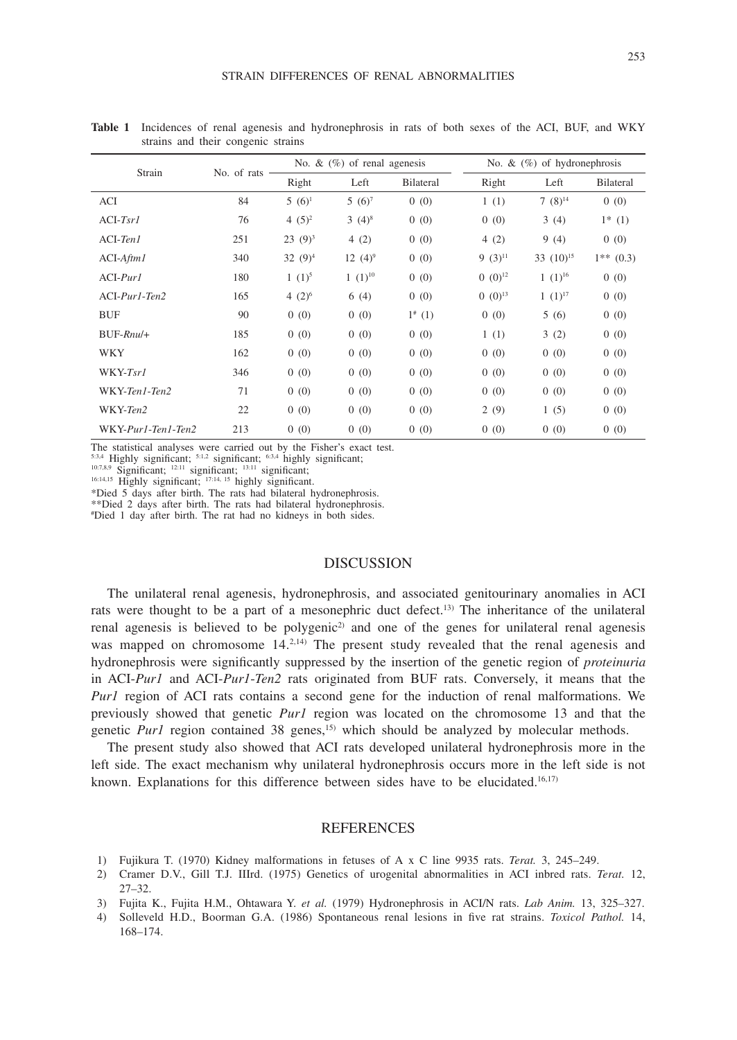**Table 1** Incidences of renal agenesis and hydronephrosis in rats of both sexes of the ACI, BUF, and WKY strains and their congenic strains

| Strain | No. of rats | No. & (%) of renal agenesis | | | No. & (%) of hydronephrosis | | |
|---|---|---|---|---|---|---|---|
| | | Right | Left | Bilateral | Right | Left | Bilateral |
| ACI | 84 | 5 (6)[1] | 5 (6)[7] | 0 (0) | 1 (1) | 7 (8)[14] | 0 (0) |
| ACI-*Tsr1* | 76 | 4 (5)[2] | 3 (4)[8] | 0 (0) | 0 (0) | 3 (4) | 1* (1) |
| ACI-*Ten1* | 251 | 23 (9)[3] | 4 (2) | 0 (0) | 4 (2) | 9 (4) | 0 (0) |
| ACI-*Aftm1* | 340 | 32 (9)[4] | 12 (4)[9] | 0 (0) | 9 (3)[11] | 33 (10)[15] | 1** (0.3) |
| ACI-*Pur1* | 180 | 1 (1)[5] | 1 (1)[10] | 0 (0) | 0 (0)[12] | 1 (1)[16] | 0 (0) |
| ACI-*Pur1-Ten2* | 165 | 4 (2)[6] | 6 (4) | 0 (0) | 0 (0)[13] | 1 (1)[17] | 0 (0) |
| BUF | 90 | 0 (0) | 0 (0) | 1# (1) | 0 (0) | 5 (6) | 0 (0) |
| BUF-*Rnu*/+ | 185 | 0 (0) | 0 (0) | 0 (0) | 1 (1) | 3 (2) | 0 (0) |
| WKY | 162 | 0 (0) | 0 (0) | 0 (0) | 0 (0) | 0 (0) | 0 (0) |
| WKY-*Tsr1* | 346 | 0 (0) | 0 (0) | 0 (0) | 0 (0) | 0 (0) | 0 (0) |
| WKY-*Ten1-Ten2* | 71 | 0 (0) | 0 (0) | 0 (0) | 0 (0) | 0 (0) | 0 (0) |
| WKY-*Ten2* | 22 | 0 (0) | 0 (0) | 0 (0) | 2 (9) | 1 (5) | 0 (0) |
| WKY-*Pur1-Ten1-Ten2* | 213 | 0 (0) | 0 (0) | 0 (0) | 0 (0) | 0 (0) | 0 (0) |

The statistical analyses were carried out by the Fisher's exact test.
5:3,4 Highly significant; 5:1,2 significant; 6:3,4 highly significant;
10:7,8,9 Significant; 12:11 significant; 13:11 significant;
16:14,15 Highly significant; 17:14, 15 highly significant.
*Died 5 days after birth. The rats had bilateral hydronephrosis.
**Died 2 days after birth. The rats had bilateral hydronephrosis.
#Died 1 day after birth. The rat had no kidneys in both sides.

## DISCUSSION

The unilateral renal agenesis, hydronephrosis, and associated genitourinary anomalies in ACI rats were thought to be a part of a mesonephric duct defect.[13] The inheritance of the unilateral renal agenesis is believed to be polygenic[2] and one of the genes for unilateral renal agenesis was mapped on chromosome 14.[2,14] The present study revealed that the renal agenesis and hydronephrosis were significantly suppressed by the insertion of the genetic region of *proteinuria* in ACI-*Pur1* and ACI-*Pur1-Ten2* rats originated from BUF rats. Conversely, it means that the *Pur1* region of ACI rats contains a second gene for the induction of renal malformations. We previously showed that genetic *Pur1* region was located on the chromosome 13 and that the genetic *Pur1* region contained 38 genes,[15] which should be analyzed by molecular methods.

The present study also showed that ACI rats developed unilateral hydronephrosis more in the left side. The exact mechanism why unilateral hydronephrosis occurs more in the left side is not known. Explanations for this difference between sides have to be elucidated.[16,17]

## REFERENCES

1) Fujikura T. (1970) Kidney malformations in fetuses of A x C line 9935 rats. *Terat.* 3, 245–249.
2) Cramer D.V., Gill T.J. IIIrd. (1975) Genetics of urogenital abnormalities in ACI inbred rats. *Terat.* 12, 27–32.
3) Fujita K., Fujita H.M., Ohtawara Y. *et al.* (1979) Hydronephrosis in ACI/N rats. *Lab Anim.* 13, 325–327.
4) Solleveld H.D., Boorman G.A. (1986) Spontaneous renal lesions in five rat strains. *Toxicol Pathol.* 14, 168–174.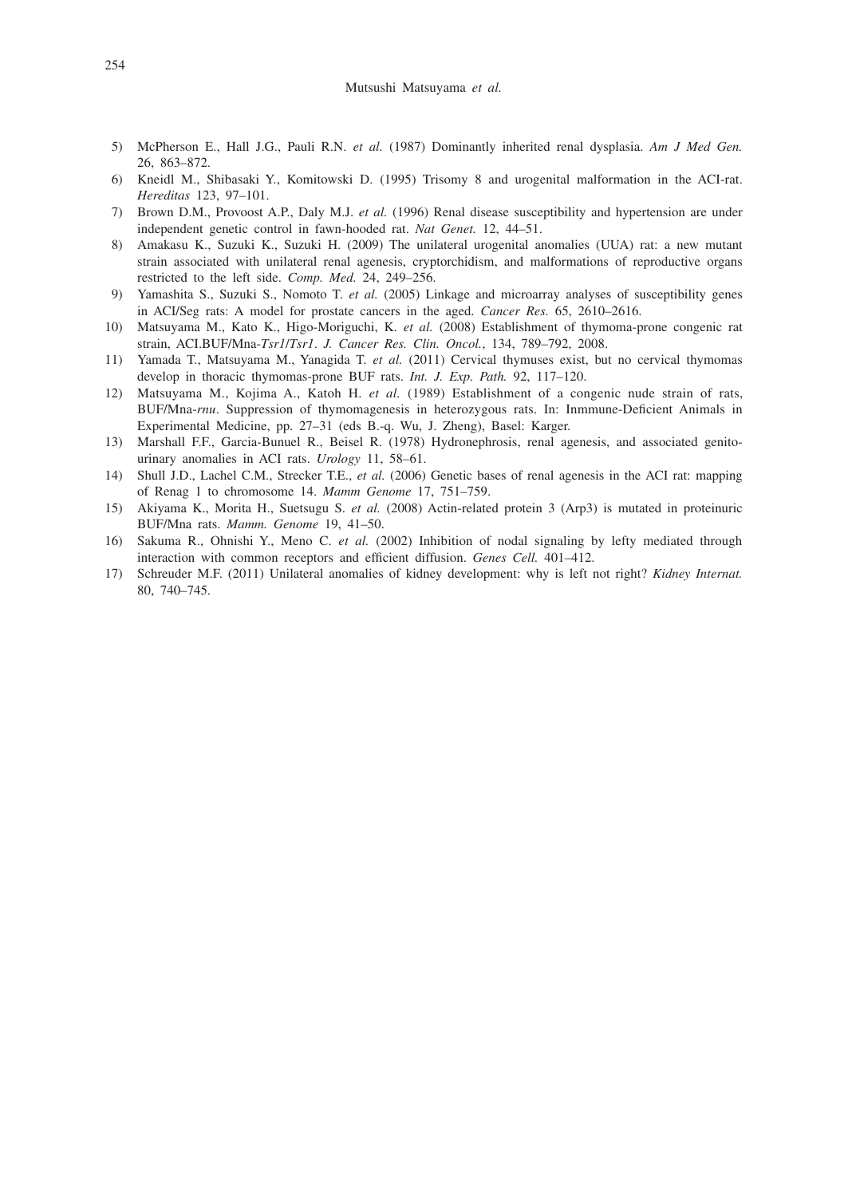5) McPherson E., Hall J.G., Pauli R.N. *et al.* (1987) Dominantly inherited renal dysplasia. *Am J Med Gen.* 26, 863–872.
6) Kneidl M., Shibasaki Y., Komitowski D. (1995) Trisomy 8 and urogenital malformation in the ACI-rat. *Hereditas* 123, 97–101.
7) Brown D.M., Provoost A.P., Daly M.J. *et al.* (1996) Renal disease susceptibility and hypertension are under independent genetic control in fawn-hooded rat. *Nat Genet.* 12, 44–51.
8) Amakasu K., Suzuki K., Suzuki H. (2009) The unilateral urogenital anomalies (UUA) rat: a new mutant strain associated with unilateral renal agenesis, cryptorchidism, and malformations of reproductive organs restricted to the left side. *Comp. Med.* 24, 249–256.
9) Yamashita S., Suzuki S., Nomoto T. *et al.* (2005) Linkage and microarray analyses of susceptibility genes in ACI/Seg rats: A model for prostate cancers in the aged. *Cancer Res.* 65, 2610–2616.
10) Matsuyama M., Kato K., Higo-Moriguchi, K. *et al.* (2008) Establishment of thymoma-prone congenic rat strain, ACI.BUF/Mna-*Tsr1*/*Tsr1*. *J. Cancer Res. Clin. Oncol.*, 134, 789–792, 2008.
11) Yamada T., Matsuyama M., Yanagida T. *et al.* (2011) Cervical thymuses exist, but no cervical thymomas develop in thoracic thymomas-prone BUF rats. *Int. J. Exp. Path.* 92, 117–120.
12) Matsuyama M., Kojima A., Katoh H. *et al.* (1989) Establishment of a congenic nude strain of rats, BUF/Mna-*rnu*. Suppression of thymomagenesis in heterozygous rats. In: Inmmune-Deficient Animals in Experimental Medicine, pp. 27–31 (eds B.-q. Wu, J. Zheng), Basel: Karger.
13) Marshall F.F., Garcia-Bunuel R., Beisel R. (1978) Hydronephrosis, renal agenesis, and associated genito-urinary anomalies in ACI rats. *Urology* 11, 58–61.
14) Shull J.D., Lachel C.M., Strecker T.E., *et al.* (2006) Genetic bases of renal agenesis in the ACI rat: mapping of Renag 1 to chromosome 14. *Mamm Genome* 17, 751–759.
15) Akiyama K., Morita H., Suetsugu S. *et al.* (2008) Actin-related protein 3 (Arp3) is mutated in proteinuric BUF/Mna rats. *Mamm. Genome* 19, 41–50.
16) Sakuma R., Ohnishi Y., Meno C. *et al.* (2002) Inhibition of nodal signaling by lefty mediated through interaction with common receptors and efficient diffusion. *Genes Cell.* 401–412.
17) Schreuder M.F. (2011) Unilateral anomalies of kidney development: why is left not right? *Kidney Internat.* 80, 740–745.